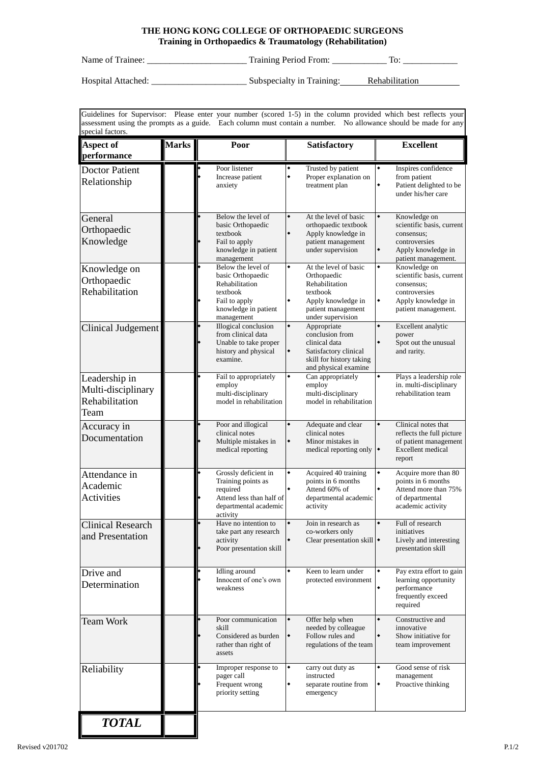**THE HONG KONG COLLEGE OF ORTHOPAEDIC SURGEONS**
**Training in Orthopaedics & Traumatology (Rehabilitation)**

Name of Trainee: ______________________ Training Period From: ____________ To: ____________

Hospital Attached: _____________________ Subspecialty in Training: Rehabilitation

Guidelines for Supervisor: Please enter your number (scored 1-5) in the column provided which best reflects your assessment using the prompts as a guide. Each column must contain a number. No allowance should be made for any special factors.

| Aspect of performance | Marks | Poor | Satisfactory | Excellent |
|---|---|---|---|---|
| Doctor Patient Relationship | | • Poor listener<br>• Increase patient anxiety | • Trusted by patient<br>• Proper explanation on treatment plan | • Inspires confidence from patient<br>• Patient delighted to be under his/her care |
| General Orthopaedic Knowledge | | • Below the level of basic Orthopaedic textbook<br>• Fail to apply knowledge in patient management | • At the level of basic orthopaedic textbook<br>• Apply knowledge in patient management under supervision | • Knowledge on scientific basis, current consensus; controversies<br>• Apply knowledge in patient management. |
| Knowledge on Orthopaedic Rehabilitation | | • Below the level of basic Orthopaedic Rehabilitation textbook<br>• Fail to apply knowledge in patient management | • At the level of basic Orthopaedic Rehabilitation textbook<br>• Apply knowledge in patient management under supervision | • Knowledge on scientific basis, current consensus; controversies<br>• Apply knowledge in patient management. |
| Clinical Judgement | | • Illogical conclusion from clinical data<br>• Unable to take proper history and physical examine. | • Appropriate conclusion from clinical data<br>• Satisfactory clinical skill for history taking and physical examine | • Excellent analytic power<br>• Spot out the unusual and rarity. |
| Leadership in Multi-disciplinary Rehabilitation Team | | • Fail to appropriately employ multi-disciplinary model in rehabilitation | • Can appropriately employ multi-disciplinary model in rehabilitation | • Plays a leadership role in. multi-disciplinary rehabilitation team |
| Accuracy in Documentation | | • Poor and illogical clinical notes<br>• Multiple mistakes in medical reporting | • Adequate and clear clinical notes<br>• Minor mistakes in medical reporting only | • Clinical notes that reflects the full picture of patient management<br>• Excellent medical report |
| Attendance in Academic Activities | | • Grossly deficient in Training points as required<br>• Attend less than half of departmental academic activity | • Acquired 40 training points in 6 months<br>• Attend 60% of departmental academic activity | • Acquire more than 80 points in 6 months<br>• Attend more than 75% of departmental academic activity |
| Clinical Research and Presentation | | • Have no intention to take part any research activity<br>• Poor presentation skill | • Join in research as co-workers only<br>• Clear presentation skill | • Full of research initiatives<br>• Lively and interesting presentation skill |
| Drive and Determination | | • Idling around<br>• Innocent of one's own weakness | • Keen to learn under protected environment | • Pay extra effort to gain learning opportunity<br>• performance frequently exceed required |
| Team Work | | • Poor communication skill<br>• Considered as burden rather than right of assets | • Offer help when needed by colleague<br>• Follow rules and regulations of the team | • Constructive and innovative<br>• Show initiative for team improvement |
| Reliability | | • Improper response to pager call<br>• Frequent wrong priority setting | • carry out duty as instructed<br>• separate routine from emergency | • Good sense of risk management<br>• Proactive thinking |
| ***TOTAL*** | | | | |

Revised v201702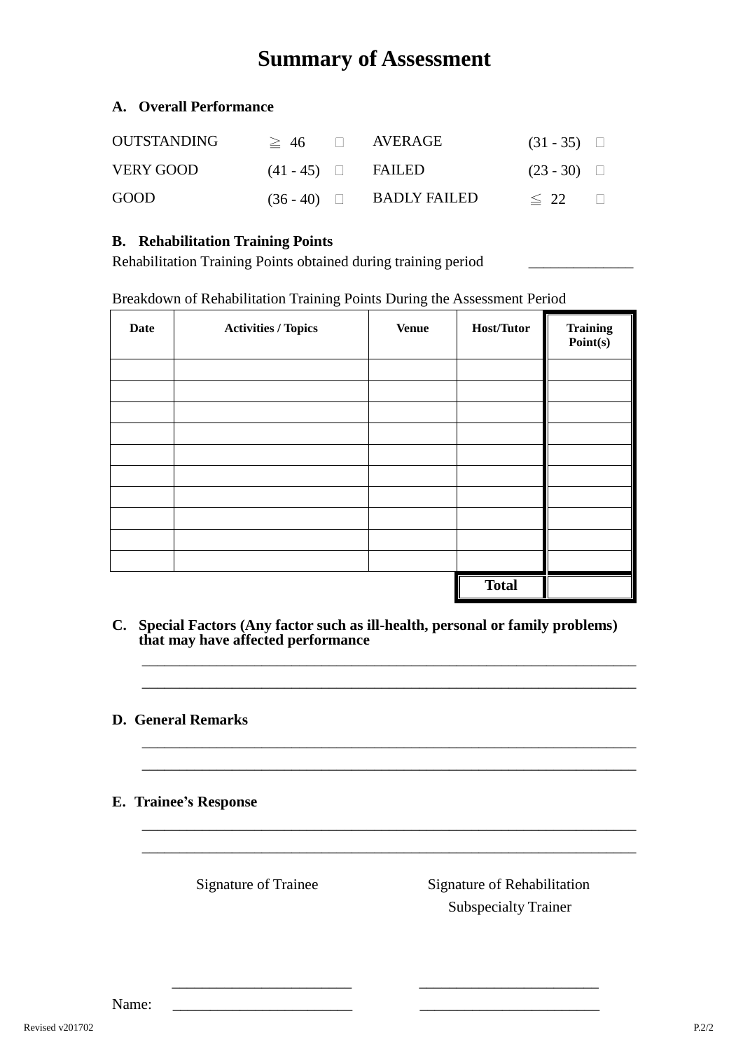# Summary of Assessment

**A. Overall Performance**

| | | | | | |
|---|---|---|---|---|---|
| OUTSTANDING | ≧ 46 | ☐ | AVERAGE | (31 - 35) | ☐ |
| VERY GOOD | (41 - 45) | ☐ | FAILED | (23 - 30) | ☐ |
| GOOD | (36 - 40) | ☐ | BADLY FAILED | ≦ 22 | ☐ |

**B. Rehabilitation Training Points**

Rehabilitation Training Points obtained during training period ______________

Breakdown of Rehabilitation Training Points During the Assessment Period

| Date | Activities / Topics | Venue | Host/Tutor | Training Point(s) |
|---|---|---|---|---|
| | | | | |
| | | | | |
| | | | | |
| | | | | |
| | | | | |
| | | | | |
| | | | | |
| | | | | |
| | | | | |
| | | | | |
| | | | **Total** | |

**C. Special Factors (Any factor such as ill-health, personal or family problems) that may have affected performance**

_________________________________________________________________

_________________________________________________________________

**D. General Remarks**

_________________________________________________________________

_________________________________________________________________

**E. Trainee's Response**

_________________________________________________________________

_________________________________________________________________

Signature of Trainee

Signature of Rehabilitation Subspecialty Trainer

________________________ ________________________

Name: ________________________ ________________________

Revised v201702